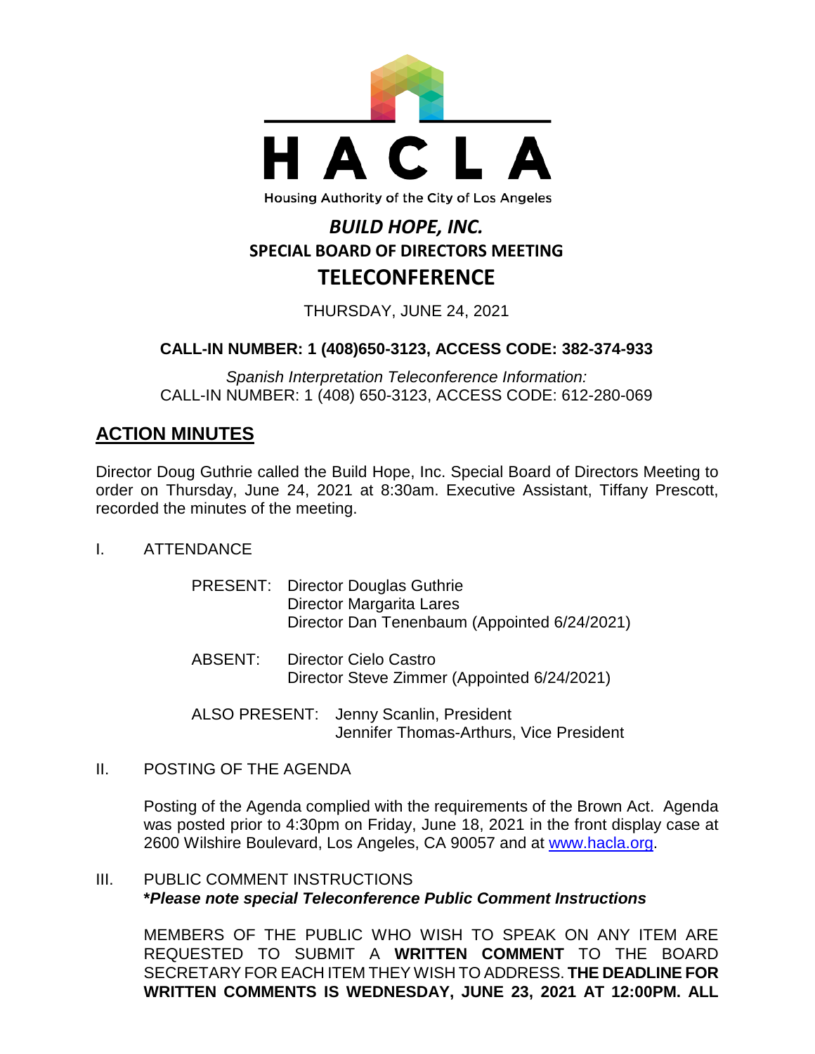HACLA

Housing Authority of the City of Los Angeles

# *BUILD HOPE, INC.*
## SPECIAL BOARD OF DIRECTORS MEETING
## TELECONFERENCE

THURSDAY, JUNE 24, 2021

**CALL-IN NUMBER: 1 (408)650-3123, ACCESS CODE: 382-374-933**

*Spanish Interpretation Teleconference Information:*
CALL-IN NUMBER: 1 (408) 650-3123, ACCESS CODE: 612-280-069

## ACTION MINUTES

Director Doug Guthrie called the Build Hope, Inc. Special Board of Directors Meeting to order on Thursday, June 24, 2021 at 8:30am. Executive Assistant, Tiffany Prescott, recorded the minutes of the meeting.

I. ATTENDANCE

PRESENT: Director Douglas Guthrie
Director Margarita Lares
Director Dan Tenenbaum (Appointed 6/24/2021)

ABSENT: Director Cielo Castro
Director Steve Zimmer (Appointed 6/24/2021)

ALSO PRESENT: Jenny Scanlin, President
Jennifer Thomas-Arthurs, Vice President

II. POSTING OF THE AGENDA

Posting of the Agenda complied with the requirements of the Brown Act. Agenda was posted prior to 4:30pm on Friday, June 18, 2021 in the front display case at 2600 Wilshire Boulevard, Los Angeles, CA 90057 and at www.hacla.org.

III. PUBLIC COMMENT INSTRUCTIONS
***Please note special Teleconference Public Comment Instructions***

MEMBERS OF THE PUBLIC WHO WISH TO SPEAK ON ANY ITEM ARE REQUESTED TO SUBMIT A **WRITTEN COMMENT** TO THE BOARD SECRETARY FOR EACH ITEM THEY WISH TO ADDRESS. **THE DEADLINE FOR WRITTEN COMMENTS IS WEDNESDAY, JUNE 23, 2021 AT 12:00PM. ALL**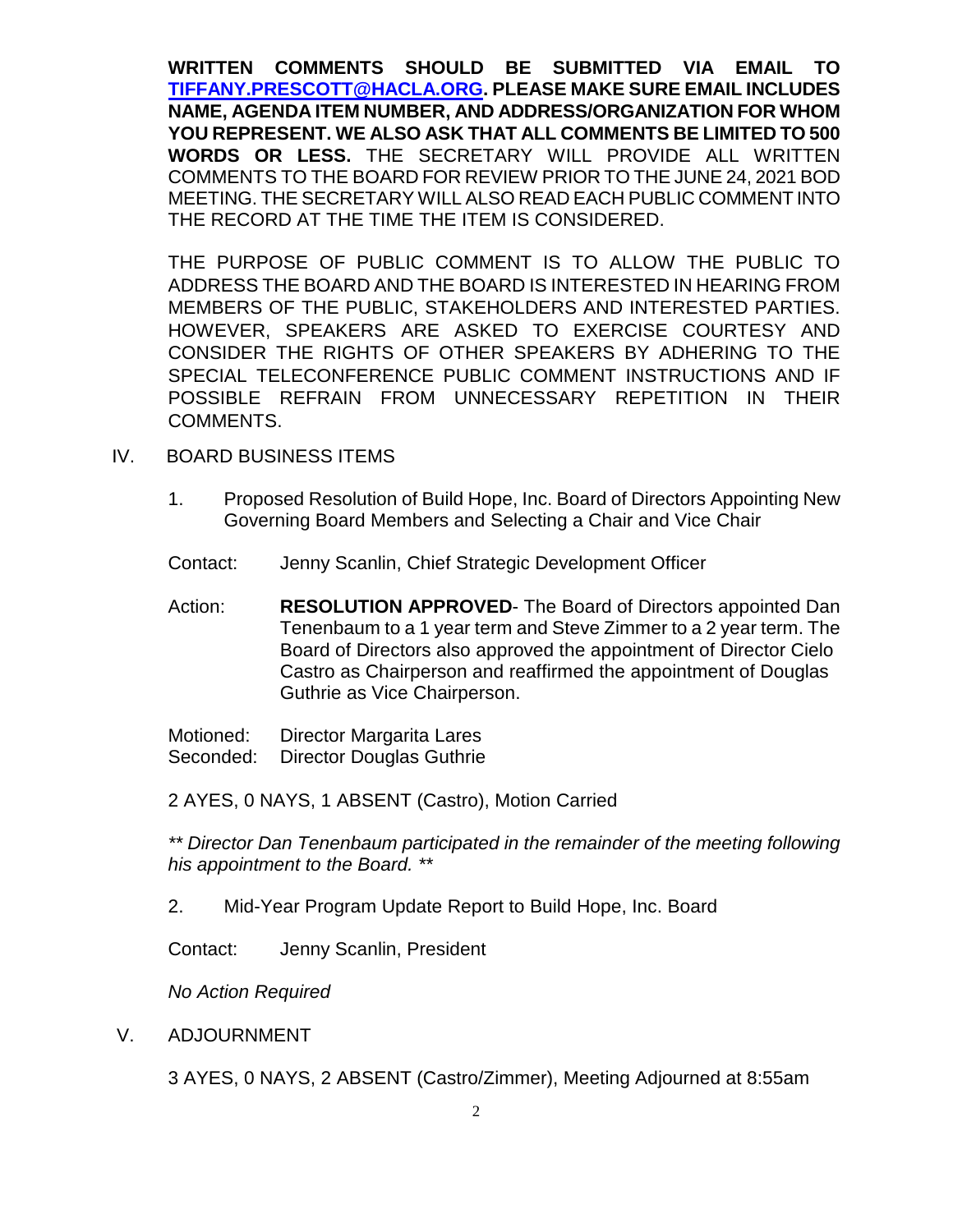**WRITTEN COMMENTS SHOULD BE SUBMITTED VIA EMAIL TO TIFFANY.PRESCOTT@HACLA.ORG. PLEASE MAKE SURE EMAIL INCLUDES NAME, AGENDA ITEM NUMBER, AND ADDRESS/ORGANIZATION FOR WHOM YOU REPRESENT. WE ALSO ASK THAT ALL COMMENTS BE LIMITED TO 500 WORDS OR LESS.** THE SECRETARY WILL PROVIDE ALL WRITTEN COMMENTS TO THE BOARD FOR REVIEW PRIOR TO THE JUNE 24, 2021 BOD MEETING. THE SECRETARY WILL ALSO READ EACH PUBLIC COMMENT INTO THE RECORD AT THE TIME THE ITEM IS CONSIDERED.

THE PURPOSE OF PUBLIC COMMENT IS TO ALLOW THE PUBLIC TO ADDRESS THE BOARD AND THE BOARD IS INTERESTED IN HEARING FROM MEMBERS OF THE PUBLIC, STAKEHOLDERS AND INTERESTED PARTIES. HOWEVER, SPEAKERS ARE ASKED TO EXERCISE COURTESY AND CONSIDER THE RIGHTS OF OTHER SPEAKERS BY ADHERING TO THE SPECIAL TELECONFERENCE PUBLIC COMMENT INSTRUCTIONS AND IF POSSIBLE REFRAIN FROM UNNECESSARY REPETITION IN THEIR COMMENTS.

IV. BOARD BUSINESS ITEMS

1. Proposed Resolution of Build Hope, Inc. Board of Directors Appointing New Governing Board Members and Selecting a Chair and Vice Chair

Contact: Jenny Scanlin, Chief Strategic Development Officer

Action: **RESOLUTION APPROVED**- The Board of Directors appointed Dan Tenenbaum to a 1 year term and Steve Zimmer to a 2 year term. The Board of Directors also approved the appointment of Director Cielo Castro as Chairperson and reaffirmed the appointment of Douglas Guthrie as Vice Chairperson.

Motioned: Director Margarita Lares
Seconded: Director Douglas Guthrie

2 AYES, 0 NAYS, 1 ABSENT (Castro), Motion Carried

*** Director Dan Tenenbaum participated in the remainder of the meeting following his appointment to the Board. ***

2. Mid-Year Program Update Report to Build Hope, Inc. Board

Contact: Jenny Scanlin, President

*No Action Required*

V. ADJOURNMENT

3 AYES, 0 NAYS, 2 ABSENT (Castro/Zimmer), Meeting Adjourned at 8:55am